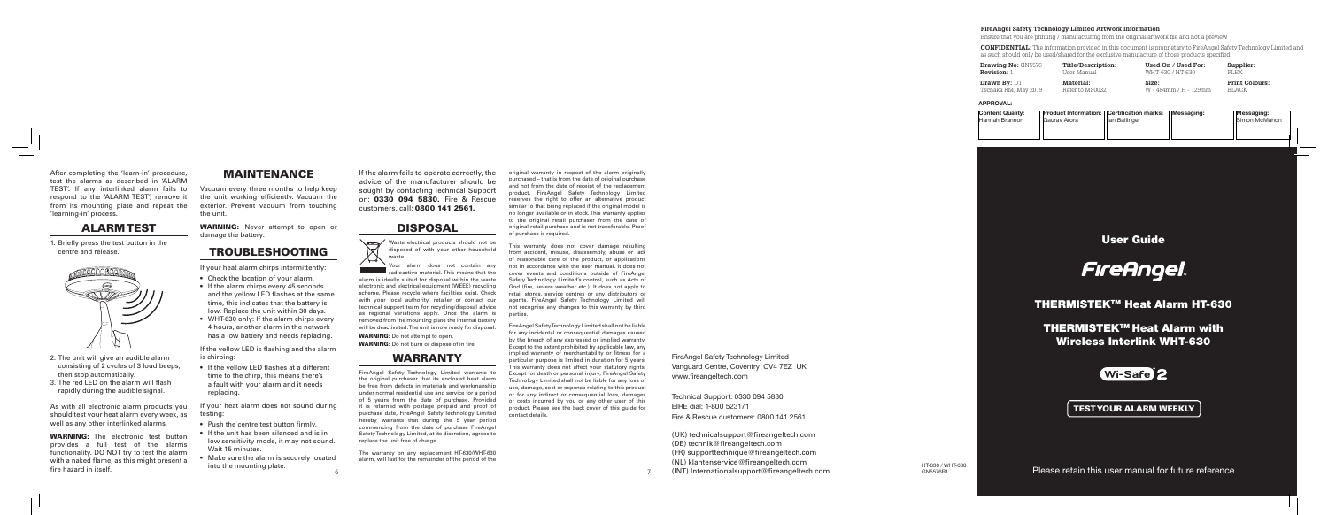**FireAngel Safety Technology Limited Artwork Information**

Ensure that you are printing / manufacturing from the original artwork file and not a preview

**CONFIDENTIAL:** The information provided in this document is proprietary to FireAngel Safety Technology Limited and as such should only be used/shared for the exclusive manufacture of those products specified.

| **Drawing No:** GN5576 | **Title/Description:** | **Used On / Used For:** | **Supplier:** |
|---|---|---|---|
| **Revision:** 1 | User Manual | WHT-630 / HT-630 | FLEX |
| **Drawn By:** D1 | **Material:** | **Size:** | **Print Colours:** |
| Tschaka RM, May 2019 | Refer to M80032 | W - 484mm / H - 129mm | BLACK |

**APPROVAL:**

| Content Quality: | Product Information: | Certification marks: | Messaging: | Messaging: |
|---|---|---|---|---|
| Hannah Brannon | Gaurav Arora | Ian Ballinger | | Simon McMahon |

After completing the 'learn-in' procedure, test the alarms as described in 'ALARM TEST'. If any interlinked alarm fails to respond to the 'ALARM TEST', remove it from its mounting plate and repeat the 'learning-in' process.

## ALARM TEST

1. Briefly press the test button in the centre and release.
2. The unit will give an audible alarm consisting of 2 cycles of 3 loud beeps, then stop automatically.
3. The red LED on the alarm will flash rapidly during the audible signal.

As with all electronic alarm products you should test your heat alarm every week, as well as any other interlinked alarms.

**WARNING:** The electronic test button provides a full test of the alarms functionality. DO NOT try to test the alarm with a naked flame, as this might present a fire hazard in itself.

## MAINTENANCE

Vacuum every three months to help keep the unit working efficiently. Vacuum the exterior. Prevent vacuum from touching the unit.

**WARNING:** Never attempt to open or damage the battery.

## TROUBLESHOOTING

If your heat alarm chirps intermittently:

- Check the location of your alarm.
- If the alarm chirps every 45 seconds and the yellow LED flashes at the same time, this indicates that the battery is low. Replace the unit within 30 days.
- WHT-630 only: If the alarm chirps every 4 hours, another alarm in the network has a low battery and needs replacing.

If the yellow LED is flashing and the alarm is chirping:

- If the yellow LED flashes at a different time to the chirp, this means there's a fault with your alarm and it needs replacing.

If your heat alarm does not sound during testing:

- Push the centre test button firmly.
- If the unit has been silenced and is in low sensitivity mode, it may not sound. Wait 15 minutes.
- Make sure the alarm is securely located into the mounting plate.

If the alarm fails to operate correctly, the advice of the manufacturer should be sought by contacting Technical Support on: **0330 094 5830.** Fire & Rescue customers, call: **0800 141 2561.**

## DISPOSAL

Waste electrical products should not be disposed of with your other household waste.

Your alarm does not contain any radioactive material. This means that the alarm is ideally suited for disposal within the waste electronic and electrical equipment (WEEE) recycling scheme. Please recycle where facilities exist. Check with your local authority, retailer or contact our technical support team for recycling/disposal advice as regional variations apply. Once the alarm is removed from the mounting plate the internal battery will be deactivated. The unit is now ready for disposal.

**WARNING:** Do not attempt to open.

**WARNING:** Do not burn or dispose of in fire.

## WARRANTY

FireAngel Safety Technology Limited warrants to the original purchaser that its enclosed heat alarm be free from defects in materials and workmanship under normal residential use and service for a period of 5 years from the date of purchase. Provided it is returned with postage prepaid and proof of purchase date, FireAngel Safety Technology Limited hereby warrants that during the 5 year period commencing from the date of purchase FireAngel Safety Technology Limited, at its discretion, agrees to replace the unit free of charge.

The warranty on any replacement HT-630/WHT-630 alarm, will last for the remainder of the period of the original warranty in respect of the alarm originally purchased – that is from the date of original purchase and not from the date of receipt of the replacement product. FireAngel Safety Technology Limited reserves the right to offer an alternative product similar to that being replaced if the original model is no longer available or in stock. This warranty applies to the original retail purchaser from the date of original retail purchase and is not transferable. Proof of purchase is required.

This warranty does not cover damage resulting from accident, misuse, disassembly, abuse or lack of reasonable care of the product, or applications not in accordance with the user manual. It does not cover events and conditions outside of FireAngel Safety Technology Limited's control, such as Acts of God (fire, severe weather etc.). It does not apply to retail stores, service centres or any distributors or agents. FireAngel Safety Technology Limited will not recognise any changes to this warranty by third parties.

FireAngel Safety Technology Limited shall not be liable for any incidental or consequential damages caused by the breach of any expressed or implied warranty. Except to the extent prohibited by applicable law, any implied warranty of merchantability or fitness for a particular purpose is limited in duration for 5 years. This warranty does not affect your statutory rights. Except for death or personal injury, FireAngel Safety Technology Limited shall not be liable for any loss of use, damage, cost or expense relating to this product or for any indirect or consequential loss, damages or costs incurred by you or any other user of this product. Please see the back cover of this guide for contact details.

FireAngel Safety Technology Limited
Vanguard Centre, Coventry CV4 7EZ UK
www.fireangeltech.com

Technical Support: 0330 094 5830
EIRE dial: 1-800 523171
Fire & Rescue customers: 0800 141 2561

(UK) technicalsupport@fireangeltech.com
(DE) technik@fireangeltech.com
(FR) supporttechnique@fireangeltech.com
(NL) klantenservice@fireangeltech.com
(INT) Internationalsupport@fireangeltech.com

HT-630 / WHT-630
GN5576R1

# User Guide

FireAngel.

## THERMISTEK™ Heat Alarm HT-630

## THERMISTEK™ Heat Alarm with Wireless Interlink WHT-630

Wi-Safe 2

**TEST YOUR ALARM WEEKLY**

Please retain this user manual for future reference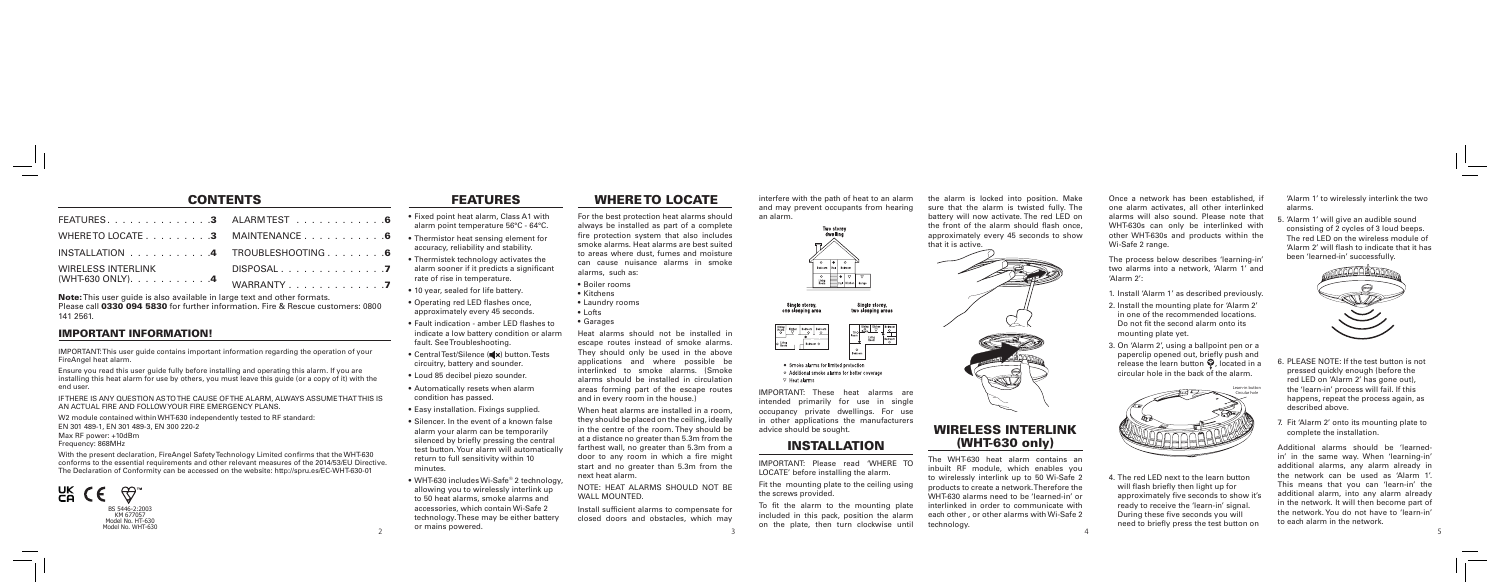## CONTENTS

| | | | |
|---|---|---|---|
| FEATURES | 3 | ALARM TEST | 6 |
| WHERE TO LOCATE | 3 | MAINTENANCE | 6 |
| INSTALLATION | 4 | TROUBLESHOOTING | 6 |
| WIRELESS INTERLINK (WHT-630 ONLY) | 4 | DISPOSAL | 7 |
| | | WARRANTY | 7 |

**Note:** This user guide is also available in large text and other formats. Please call **0330 094 5830** for further information. Fire & Rescue customers: 0800 141 2561.

### IMPORTANT INFORMATION!

IMPORTANT: This user guide contains important information regarding the operation of your FireAngel heat alarm.

Ensure you read this user guide fully before installing and operating this alarm. If you are installing this heat alarm for use by others, you must leave this guide (or a copy of it) with the end user.

IF THERE IS ANY QUESTION AS TO THE CAUSE OF THE ALARM, ALWAYS ASSUME THAT THIS IS AN ACTUAL FIRE AND FOLLOW YOUR FIRE EMERGENCY PLANS.

W2 module contained within WHT-630 independently tested to RF standard:
EN 301 489-1, EN 301 489-3, EN 300 220-2
Max RF power: +10dBm
Frequency: 868MHz

With the present declaration, FireAngel Safety Technology Limited confirms that the WHT-630 conforms to the essential requirements and other relevant measures of the 2014/53/EU Directive. The Declaration of Conformity can be accessed on the website: http://spru.es/EC-WHT-630-01

BS 5446-2:2003
KM 677057
Model No. HT-630
Model No. WHT-630

## FEATURES

- Fixed point heat alarm, Class A1 with alarm point temperature 56°C - 64°C.
- Thermistor heat sensing element for accuracy, reliability and stability.
- Thermistek technology activates the alarm sooner if it predicts a significant rate of rise in temperature.
- 10 year, sealed for life battery.
- Operating red LED flashes once, approximately every 45 seconds.
- Fault indication - amber LED flashes to indicate a low battery condition or alarm fault. See Troubleshooting.
- Central Test/Silence button. Tests circuitry, battery and sounder.
- Loud 85 decibel piezo sounder.
- Automatically resets when alarm condition has passed.
- Easy installation. Fixings supplied.
- Silencer. In the event of a known false alarm your alarm can be temporarily silenced by briefly pressing the central test button. Your alarm will automatically return to full sensitivity within 10 minutes.
- WHT-630 includes Wi-Safe® 2 technology, allowing you to wirelessly interlink up to 50 heat alarms, smoke alarms and accessories, which contain Wi-Safe 2 technology. These may be either battery or mains powered.

## WHERE TO LOCATE

For the best protection heat alarms should always be installed as part of a complete fire protection system that also includes smoke alarms. Heat alarms are best suited to areas where dust, fumes and moisture can cause nuisance alarms in smoke alarms, such as:

- Boiler rooms
- Kitchens
- Laundry rooms
- Lofts
- Garages

Heat alarms should not be installed in escape routes instead of smoke alarms. They should only be used in the above applications and where possible be interlinked to smoke alarms. (Smoke alarms should be installed in circulation areas forming part of the escape routes and in every room in the house.)

When heat alarms are installed in a room, they should be placed on the ceiling, ideally in the centre of the room. They should be at a distance no greater than 5.3m from the farthest wall, no greater than 5.3m from a door to any room in which a fire might start and no greater than 5.3m from the next heat alarm.

NOTE: HEAT ALARMS SHOULD NOT BE WALL MOUNTED.

Install sufficient alarms to compensate for closed doors and obstacles, which may interfere with the path of heat to an alarm and may prevent occupants from hearing an alarm.

Two storey dwelling

Single storey, one sleeping area

Single storey, two sleeping areas

- Smoke alarms for limited protection
- Additional smoke alarms for better coverage
- Heat alarms

IMPORTANT: These heat alarms are intended primarily for use in single occupancy private dwellings. For use in other applications the manufacturers advice should be sought.

## INSTALLATION

IMPORTANT: Please read 'WHERE TO LOCATE' before installing the alarm.

Fit the mounting plate to the ceiling using the screws provided.

To fit the alarm to the mounting plate included in this pack, position the alarm on the plate, then turn clockwise until the alarm is locked into position. Make sure that the alarm is twisted fully. The battery will now activate. The red LED on the front of the alarm should flash once, approximately every 45 seconds to show that it is active.

## WIRELESS INTERLINK (WHT-630 only)

The WHT-630 heat alarm contains an inbuilt RF module, which enables you to wirelessly interlink up to 50 Wi-Safe 2 products to create a network. Therefore the WHT-630 alarms need to be 'learned-in' or interlinked in order to communicate with each other, or other alarms with Wi-Safe 2 technology.

Once a network has been established, if one alarm activates, all other interlinked alarms will also sound. Please note that WHT-630s can only be interlinked with other WHT-630s and products within the Wi-Safe 2 range.

The process below describes 'learning-in' two alarms into a network, 'Alarm 1' and 'Alarm 2':

1. Install 'Alarm 1' as described previously.
2. Install the mounting plate for 'Alarm 2' in one of the recommended locations. Do not fit the second alarm onto its mounting plate yet.
3. On 'Alarm 2', using a ballpoint pen or a paperclip opened out, briefly push and release the learn button, located in a circular hole in the back of the alarm.

Learn in button
Circular hole

4. The red LED next to the learn button will flash briefly then light up for approximately five seconds to show it's ready to receive the 'learn-in' signal. During these five seconds you will need to briefly press the test button on 'Alarm 1' to wirelessly interlink the two alarms.
5. 'Alarm 1' will give an audible sound consisting of 2 cycles of 3 loud beeps. The red LED on the wireless module of 'Alarm 2' will flash to indicate that it has been 'learned-in' successfully.
6. PLEASE NOTE: If the test button is not pressed quickly enough (before the red LED on 'Alarm 2' has gone out), the 'learn-in' process will fail. If this happens, repeat the process again, as described above.
7. Fit 'Alarm 2' onto its mounting plate to complete the installation.

Additional alarms should be 'learned-in' in the same way. When 'learning-in' additional alarms, any alarm already in the network can be used as 'Alarm 1'. This means that you can 'learn-in' the additional alarm, into any alarm already in the network. It will then become part of the network. You do not have to 'learn-in' to each alarm in the network.